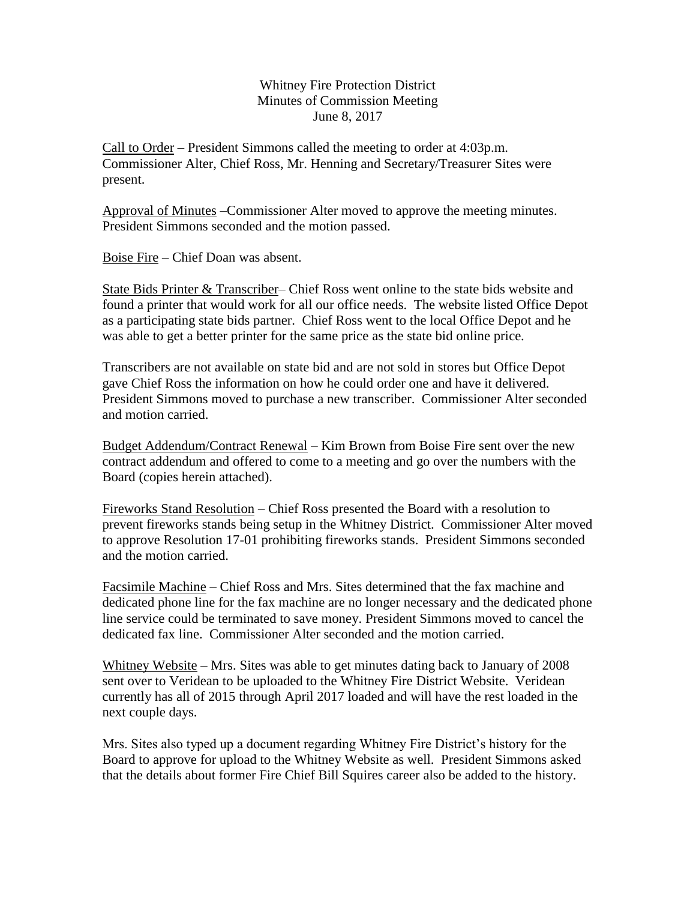Whitney Fire Protection District
Minutes of Commission Meeting
June 8, 2017

<u>Call to Order</u> – President Simmons called the meeting to order at 4:03p.m. Commissioner Alter, Chief Ross, Mr. Henning and Secretary/Treasurer Sites were present.

<u>Approval of Minutes</u> –Commissioner Alter moved to approve the meeting minutes. President Simmons seconded and the motion passed.

<u>Boise Fire</u> – Chief Doan was absent.

<u>State Bids Printer & Transcriber</u>– Chief Ross went online to the state bids website and found a printer that would work for all our office needs. The website listed Office Depot as a participating state bids partner. Chief Ross went to the local Office Depot and he was able to get a better printer for the same price as the state bid online price.

Transcribers are not available on state bid and are not sold in stores but Office Depot gave Chief Ross the information on how he could order one and have it delivered. President Simmons moved to purchase a new transcriber. Commissioner Alter seconded and motion carried.

<u>Budget Addendum/Contract Renewal</u> – Kim Brown from Boise Fire sent over the new contract addendum and offered to come to a meeting and go over the numbers with the Board (copies herein attached).

<u>Fireworks Stand Resolution</u> – Chief Ross presented the Board with a resolution to prevent fireworks stands being setup in the Whitney District. Commissioner Alter moved to approve Resolution 17-01 prohibiting fireworks stands. President Simmons seconded and the motion carried.

<u>Facsimile Machine</u> – Chief Ross and Mrs. Sites determined that the fax machine and dedicated phone line for the fax machine are no longer necessary and the dedicated phone line service could be terminated to save money. President Simmons moved to cancel the dedicated fax line. Commissioner Alter seconded and the motion carried.

<u>Whitney Website</u> – Mrs. Sites was able to get minutes dating back to January of 2008 sent over to Veridean to be uploaded to the Whitney Fire District Website. Veridean currently has all of 2015 through April 2017 loaded and will have the rest loaded in the next couple days.

Mrs. Sites also typed up a document regarding Whitney Fire District's history for the Board to approve for upload to the Whitney Website as well. President Simmons asked that the details about former Fire Chief Bill Squires career also be added to the history.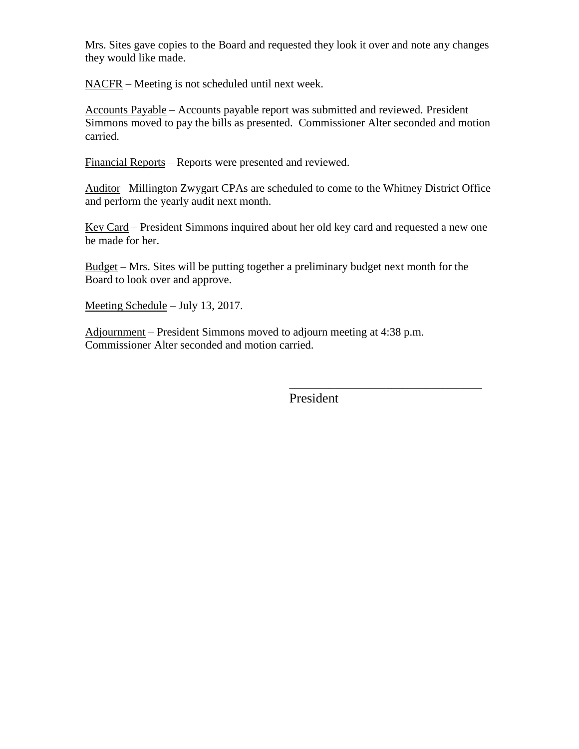Mrs. Sites gave copies to the Board and requested they look it over and note any changes they would like made.

NACFR – Meeting is not scheduled until next week.

Accounts Payable – Accounts payable report was submitted and reviewed. President Simmons moved to pay the bills as presented. Commissioner Alter seconded and motion carried.

Financial Reports – Reports were presented and reviewed.

Auditor –Millington Zwygart CPAs are scheduled to come to the Whitney District Office and perform the yearly audit next month.

Key Card – President Simmons inquired about her old key card and requested a new one be made for her.

Budget – Mrs. Sites will be putting together a preliminary budget next month for the Board to look over and approve.

Meeting Schedule – July 13, 2017.

Adjournment – President Simmons moved to adjourn meeting at 4:38 p.m. Commissioner Alter seconded and motion carried.

\_\_\_\_\_\_\_\_\_\_\_\_\_\_\_\_\_\_\_\_\_\_\_\_\_\_\_\_\_\_\_\_

President